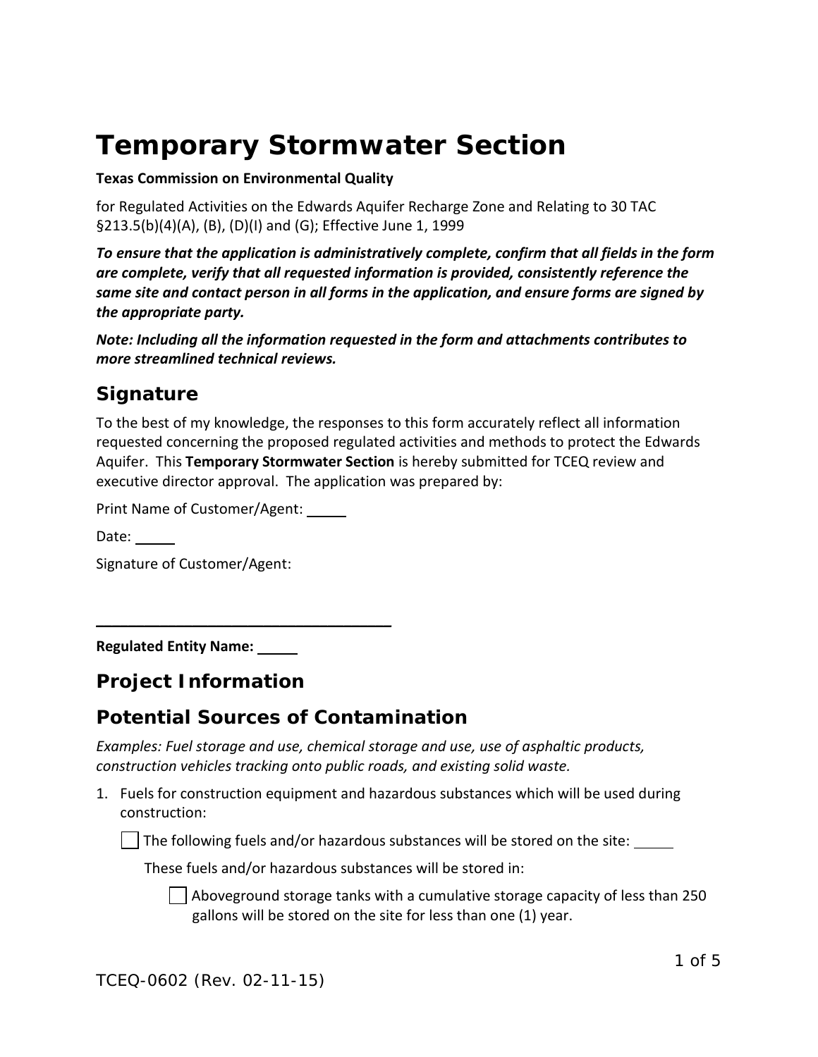# Temporary Stormwater Section

**Texas Commission on Environmental Quality**

for Regulated Activities on the Edwards Aquifer Recharge Zone and Relating to 30 TAC §213.5(b)(4)(A), (B), (D)(I) and (G); Effective June 1, 1999

***To ensure that the application is administratively complete, confirm that all fields in the form are complete, verify that all requested information is provided, consistently reference the same site and contact person in all forms in the application, and ensure forms are signed by the appropriate party.***

***Note: Including all the information requested in the form and attachments contributes to more streamlined technical reviews.***

## Signature

To the best of my knowledge, the responses to this form accurately reflect all information requested concerning the proposed regulated activities and methods to protect the Edwards Aquifer. This **Temporary Stormwater Section** is hereby submitted for TCEQ review and executive director approval. The application was prepared by:

Print Name of Customer/Agent: _____

Date: _____

Signature of Customer/Agent:

___________________________________

**Regulated Entity Name:** _____

## Project Information

## Potential Sources of Contamination

*Examples: Fuel storage and use, chemical storage and use, use of asphaltic products, construction vehicles tracking onto public roads, and existing solid waste.*

1. Fuels for construction equipment and hazardous substances which will be used during construction:

   ☐ The following fuels and/or hazardous substances will be stored on the site: _____

   These fuels and/or hazardous substances will be stored in:

   ☐ Aboveground storage tanks with a cumulative storage capacity of less than 250 gallons will be stored on the site for less than one (1) year.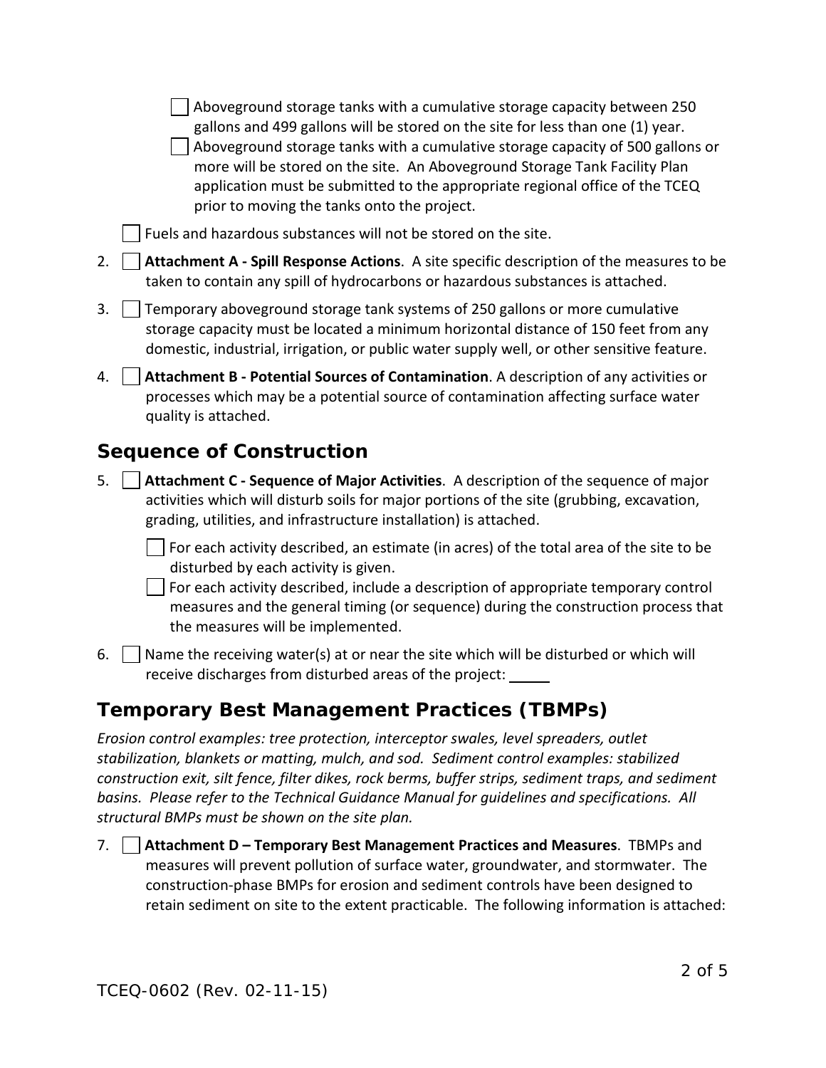- [ ] Aboveground storage tanks with a cumulative storage capacity between 250 gallons and 499 gallons will be stored on the site for less than one (1) year.
- [ ] Aboveground storage tanks with a cumulative storage capacity of 500 gallons or more will be stored on the site. An Aboveground Storage Tank Facility Plan application must be submitted to the appropriate regional office of the TCEQ prior to moving the tanks onto the project.

- [ ] Fuels and hazardous substances will not be stored on the site.

2. [ ] **Attachment A - Spill Response Actions**. A site specific description of the measures to be taken to contain any spill of hydrocarbons or hazardous substances is attached.
3. [ ] Temporary aboveground storage tank systems of 250 gallons or more cumulative storage capacity must be located a minimum horizontal distance of 150 feet from any domestic, industrial, irrigation, or public water supply well, or other sensitive feature.
4. [ ] **Attachment B - Potential Sources of Contamination**. A description of any activities or processes which may be a potential source of contamination affecting surface water quality is attached.

## Sequence of Construction

5. [ ] **Attachment C - Sequence of Major Activities**. A description of the sequence of major activities which will disturb soils for major portions of the site (grubbing, excavation, grading, utilities, and infrastructure installation) is attached.
   - [ ] For each activity described, an estimate (in acres) of the total area of the site to be disturbed by each activity is given.
   - [ ] For each activity described, include a description of appropriate temporary control measures and the general timing (or sequence) during the construction process that the measures will be implemented.
6. [ ] Name the receiving water(s) at or near the site which will be disturbed or which will receive discharges from disturbed areas of the project: _____

## Temporary Best Management Practices (TBMPs)

*Erosion control examples: tree protection, interceptor swales, level spreaders, outlet stabilization, blankets or matting, mulch, and sod. Sediment control examples: stabilized construction exit, silt fence, filter dikes, rock berms, buffer strips, sediment traps, and sediment basins. Please refer to the Technical Guidance Manual for guidelines and specifications. All structural BMPs must be shown on the site plan.*

7. [ ] **Attachment D – Temporary Best Management Practices and Measures**. TBMPs and measures will prevent pollution of surface water, groundwater, and stormwater. The construction-phase BMPs for erosion and sediment controls have been designed to retain sediment on site to the extent practicable. The following information is attached: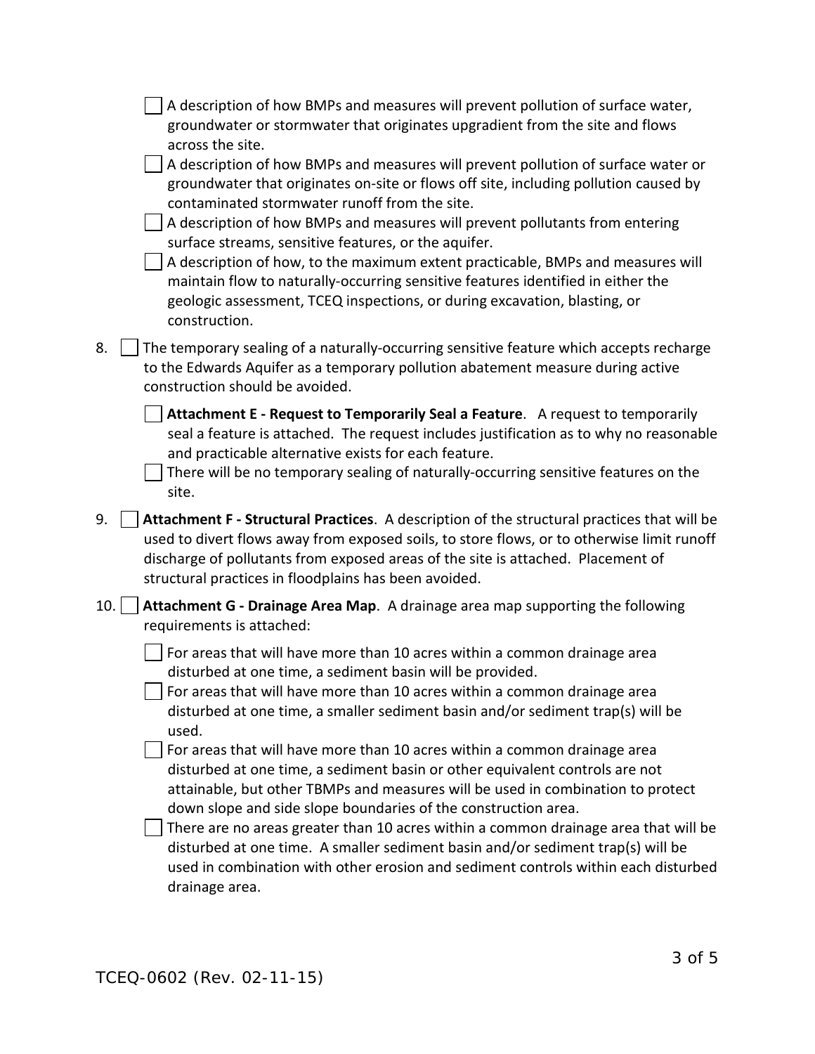- [ ] A description of how BMPs and measures will prevent pollution of surface water, groundwater or stormwater that originates upgradient from the site and flows across the site.
- [ ] A description of how BMPs and measures will prevent pollution of surface water or groundwater that originates on-site or flows off site, including pollution caused by contaminated stormwater runoff from the site.
- [ ] A description of how BMPs and measures will prevent pollutants from entering surface streams, sensitive features, or the aquifer.
- [ ] A description of how, to the maximum extent practicable, BMPs and measures will maintain flow to naturally-occurring sensitive features identified in either the geologic assessment, TCEQ inspections, or during excavation, blasting, or construction.

8. [ ] The temporary sealing of a naturally-occurring sensitive feature which accepts recharge to the Edwards Aquifer as a temporary pollution abatement measure during active construction should be avoided.

   - [ ] **Attachment E - Request to Temporarily Seal a Feature**. A request to temporarily seal a feature is attached. The request includes justification as to why no reasonable and practicable alternative exists for each feature.
   - [ ] There will be no temporary sealing of naturally-occurring sensitive features on the site.

9. [ ] **Attachment F - Structural Practices**. A description of the structural practices that will be used to divert flows away from exposed soils, to store flows, or to otherwise limit runoff discharge of pollutants from exposed areas of the site is attached. Placement of structural practices in floodplains has been avoided.

10. [ ] **Attachment G - Drainage Area Map**. A drainage area map supporting the following requirements is attached:

   - [ ] For areas that will have more than 10 acres within a common drainage area disturbed at one time, a sediment basin will be provided.
   - [ ] For areas that will have more than 10 acres within a common drainage area disturbed at one time, a smaller sediment basin and/or sediment trap(s) will be used.
   - [ ] For areas that will have more than 10 acres within a common drainage area disturbed at one time, a sediment basin or other equivalent controls are not attainable, but other TBMPs and measures will be used in combination to protect down slope and side slope boundaries of the construction area.
   - [ ] There are no areas greater than 10 acres within a common drainage area that will be disturbed at one time. A smaller sediment basin and/or sediment trap(s) will be used in combination with other erosion and sediment controls within each disturbed drainage area.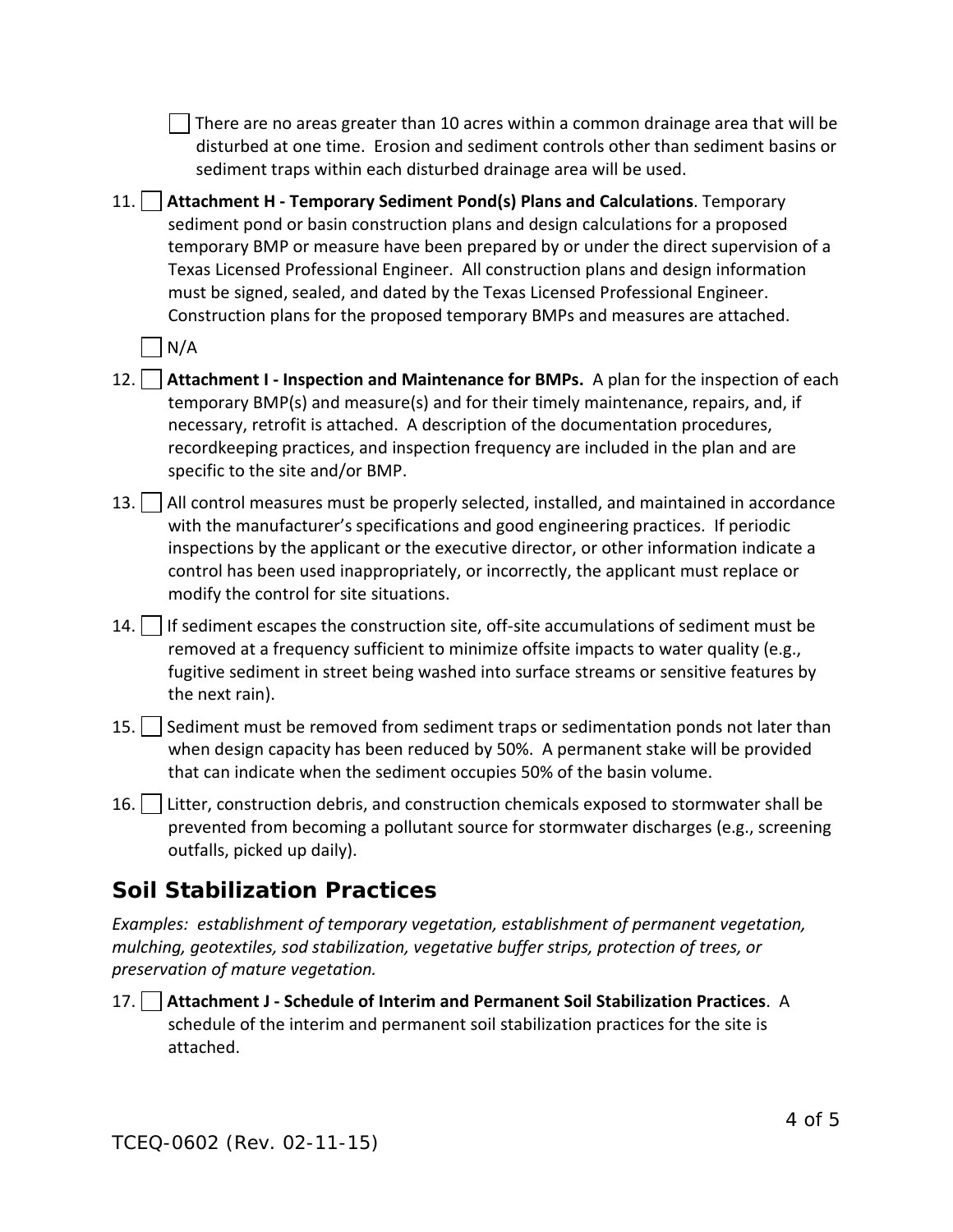☐ There are no areas greater than 10 acres within a common drainage area that will be disturbed at one time. Erosion and sediment controls other than sediment basins or sediment traps within each disturbed drainage area will be used.

11. ☐ **Attachment H - Temporary Sediment Pond(s) Plans and Calculations**. Temporary sediment pond or basin construction plans and design calculations for a proposed temporary BMP or measure have been prepared by or under the direct supervision of a Texas Licensed Professional Engineer. All construction plans and design information must be signed, sealed, and dated by the Texas Licensed Professional Engineer. Construction plans for the proposed temporary BMPs and measures are attached.

    ☐ N/A

12. ☐ **Attachment I - Inspection and Maintenance for BMPs.** A plan for the inspection of each temporary BMP(s) and measure(s) and for their timely maintenance, repairs, and, if necessary, retrofit is attached. A description of the documentation procedures, recordkeeping practices, and inspection frequency are included in the plan and are specific to the site and/or BMP.

13. ☐ All control measures must be properly selected, installed, and maintained in accordance with the manufacturer's specifications and good engineering practices. If periodic inspections by the applicant or the executive director, or other information indicate a control has been used inappropriately, or incorrectly, the applicant must replace or modify the control for site situations.

14. ☐ If sediment escapes the construction site, off-site accumulations of sediment must be removed at a frequency sufficient to minimize offsite impacts to water quality (e.g., fugitive sediment in street being washed into surface streams or sensitive features by the next rain).

15. ☐ Sediment must be removed from sediment traps or sedimentation ponds not later than when design capacity has been reduced by 50%. A permanent stake will be provided that can indicate when the sediment occupies 50% of the basin volume.

16. ☐ Litter, construction debris, and construction chemicals exposed to stormwater shall be prevented from becoming a pollutant source for stormwater discharges (e.g., screening outfalls, picked up daily).

## Soil Stabilization Practices

*Examples: establishment of temporary vegetation, establishment of permanent vegetation, mulching, geotextiles, sod stabilization, vegetative buffer strips, protection of trees, or preservation of mature vegetation.*

17. ☐ **Attachment J - Schedule of Interim and Permanent Soil Stabilization Practices**. A schedule of the interim and permanent soil stabilization practices for the site is attached.

TCEQ-0602 (Rev. 02-11-15)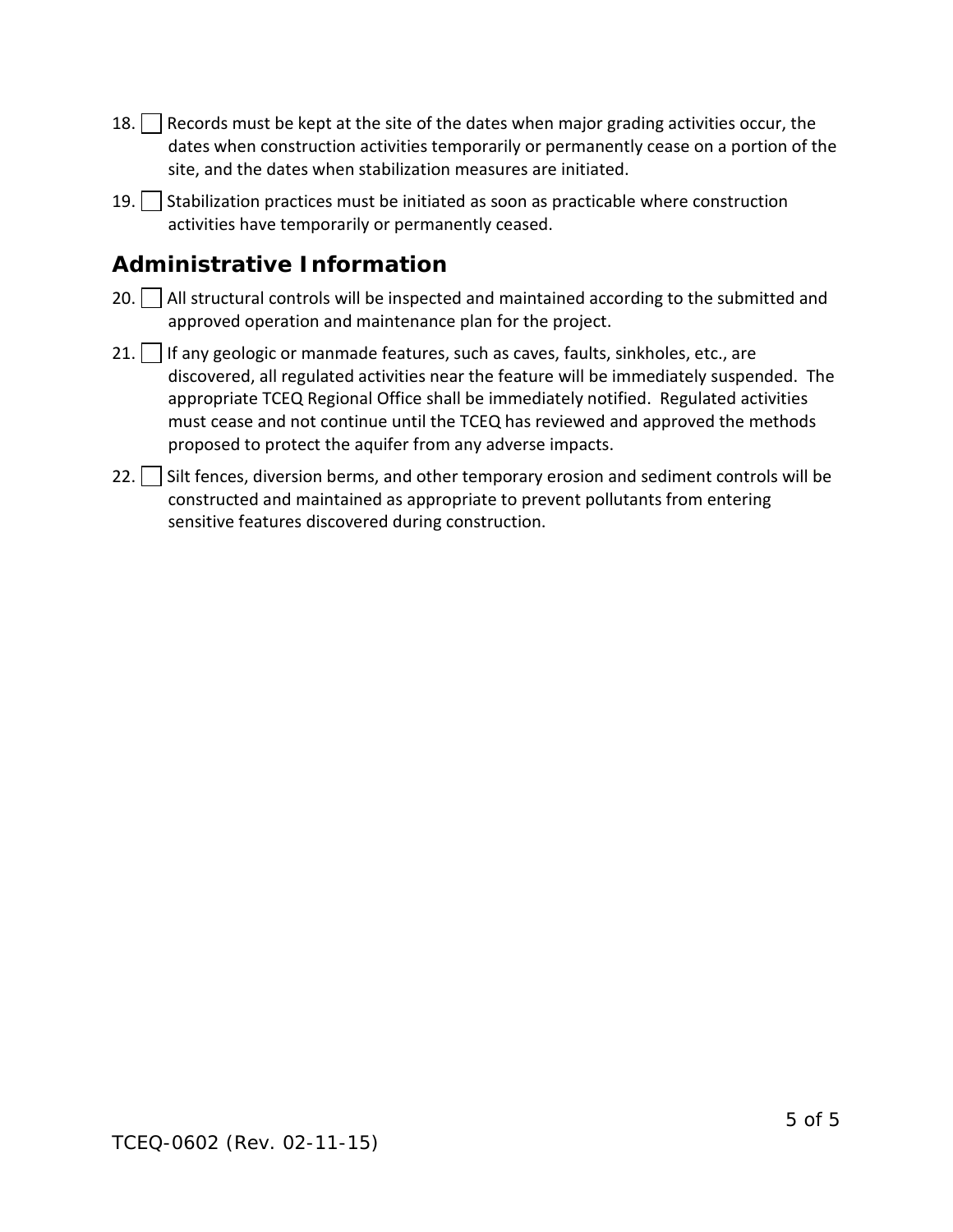18. ☐ Records must be kept at the site of the dates when major grading activities occur, the dates when construction activities temporarily or permanently cease on a portion of the site, and the dates when stabilization measures are initiated.

19. ☐ Stabilization practices must be initiated as soon as practicable where construction activities have temporarily or permanently ceased.

## Administrative Information

20. ☐ All structural controls will be inspected and maintained according to the submitted and approved operation and maintenance plan for the project.

21. ☐ If any geologic or manmade features, such as caves, faults, sinkholes, etc., are discovered, all regulated activities near the feature will be immediately suspended. The appropriate TCEQ Regional Office shall be immediately notified. Regulated activities must cease and not continue until the TCEQ has reviewed and approved the methods proposed to protect the aquifer from any adverse impacts.

22. ☐ Silt fences, diversion berms, and other temporary erosion and sediment controls will be constructed and maintained as appropriate to prevent pollutants from entering sensitive features discovered during construction.